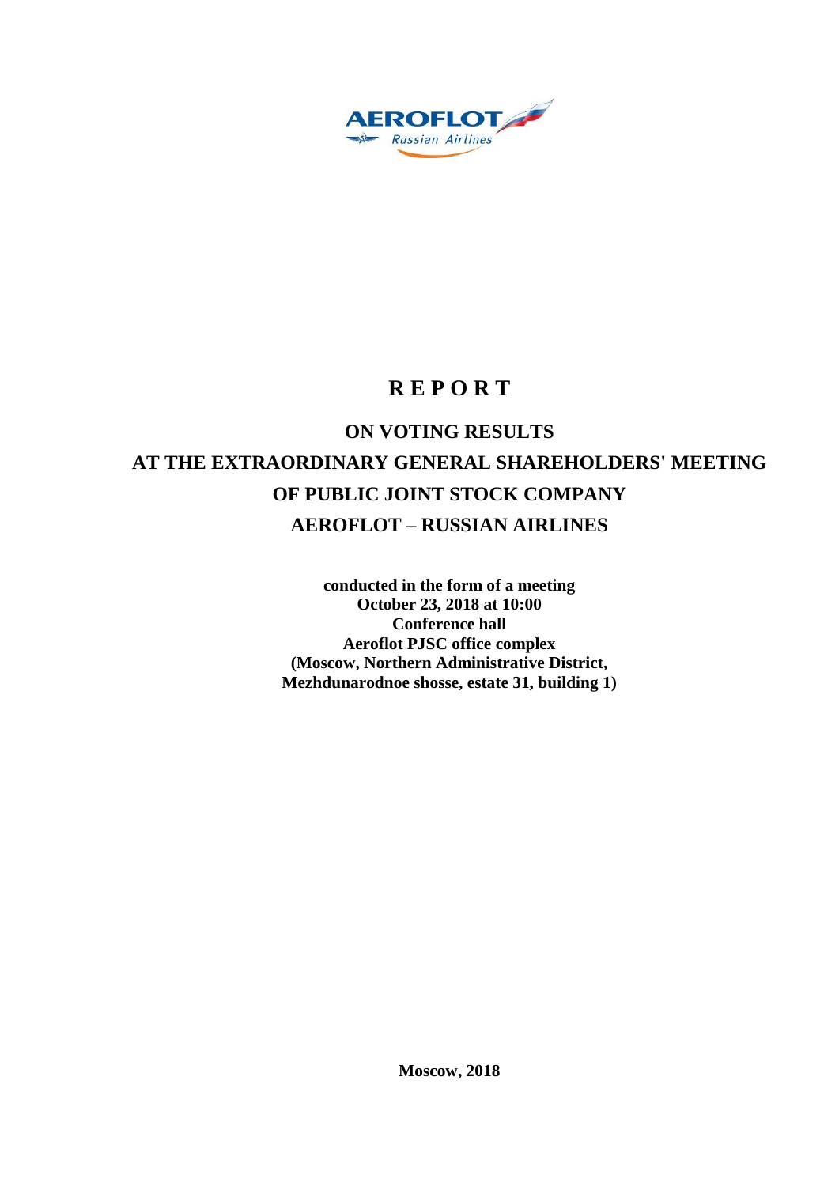# R E P O R T

## ON VOTING RESULTS
## AT THE EXTRAORDINARY GENERAL SHAREHOLDERS' MEETING
## OF PUBLIC JOINT STOCK COMPANY
## AEROFLOT – RUSSIAN AIRLINES

**conducted in the form of a meeting**
**October 23, 2018 at 10:00**
**Conference hall**
**Aeroflot PJSC office complex**
**(Moscow, Northern Administrative District,**
**Mezhdunarodnoe shosse, estate 31, building 1)**

**Moscow, 2018**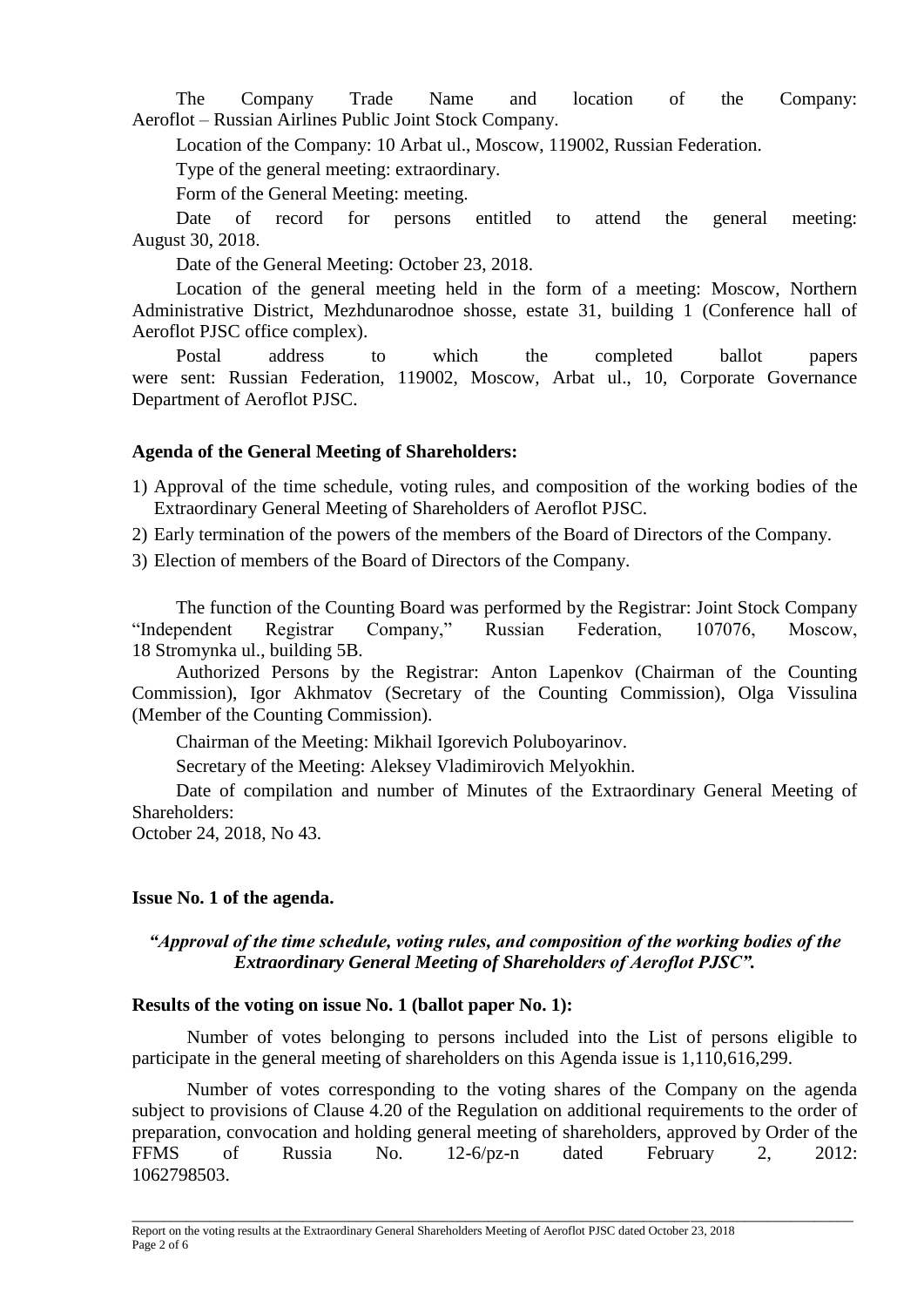The Company Trade Name and location of the Company: Aeroflot – Russian Airlines Public Joint Stock Company.

Location of the Company: 10 Arbat ul., Moscow, 119002, Russian Federation.

Type of the general meeting: extraordinary.

Form of the General Meeting: meeting.

Date of record for persons entitled to attend the general meeting: August 30, 2018.

Date of the General Meeting: October 23, 2018.

Location of the general meeting held in the form of a meeting: Moscow, Northern Administrative District, Mezhdunarodnoe shosse, estate 31, building 1 (Conference hall of Aeroflot PJSC office complex).

Postal address to which the completed ballot papers were sent: Russian Federation, 119002, Moscow, Arbat ul., 10, Corporate Governance Department of Aeroflot PJSC.

**Agenda of the General Meeting of Shareholders:**

1) Approval of the time schedule, voting rules, and composition of the working bodies of the Extraordinary General Meeting of Shareholders of Aeroflot PJSC.
2) Early termination of the powers of the members of the Board of Directors of the Company.
3) Election of members of the Board of Directors of the Company.

The function of the Counting Board was performed by the Registrar: Joint Stock Company "Independent Registrar Company," Russian Federation, 107076, Moscow, 18 Stromynka ul., building 5B.

Authorized Persons by the Registrar: Anton Lapenkov (Chairman of the Counting Commission), Igor Akhmatov (Secretary of the Counting Commission), Olga Vissulina (Member of the Counting Commission).

Chairman of the Meeting: Mikhail Igorevich Poluboyarinov.

Secretary of the Meeting: Aleksey Vladimirovich Melyokhin.

Date of compilation and number of Minutes of the Extraordinary General Meeting of Shareholders:
October 24, 2018, No 43.

**Issue No. 1 of the agenda.**

***"Approval of the time schedule, voting rules, and composition of the working bodies of the Extraordinary General Meeting of Shareholders of Aeroflot PJSC".***

**Results of the voting on issue No. 1 (ballot paper No. 1):**

Number of votes belonging to persons included into the List of persons eligible to participate in the general meeting of shareholders on this Agenda issue is 1,110,616,299.

Number of votes corresponding to the voting shares of the Company on the agenda subject to provisions of Clause 4.20 of the Regulation on additional requirements to the order of preparation, convocation and holding general meeting of shareholders, approved by Order of the FFMS of Russia No. 12-6/pz-n dated February 2, 2012: 1062798503.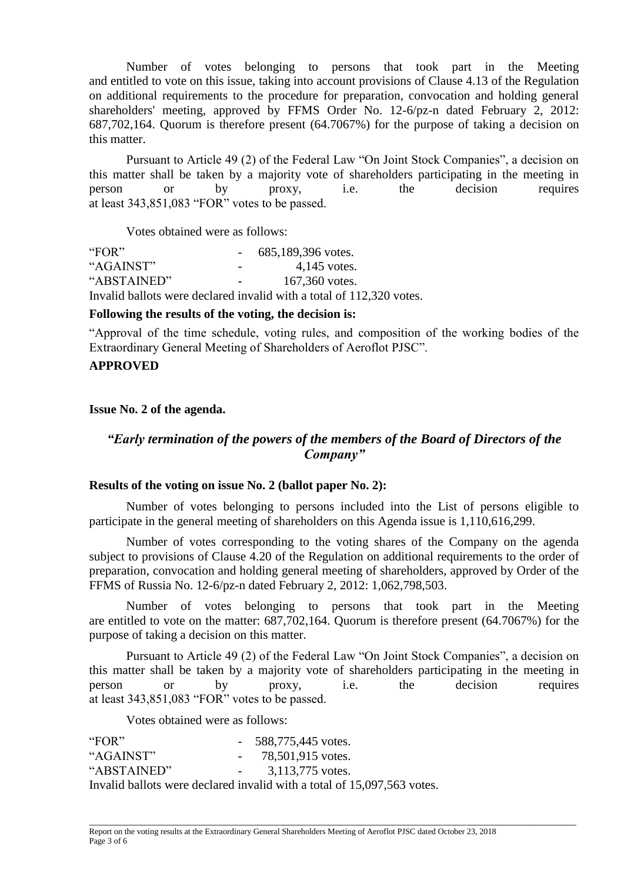Number of votes belonging to persons that took part in the Meeting and entitled to vote on this issue, taking into account provisions of Clause 4.13 of the Regulation on additional requirements to the procedure for preparation, convocation and holding general shareholders' meeting, approved by FFMS Order No. 12-6/pz-n dated February 2, 2012: 687,702,164. Quorum is therefore present (64.7067%) for the purpose of taking a decision on this matter.

Pursuant to Article 49 (2) of the Federal Law "On Joint Stock Companies", a decision on this matter shall be taken by a majority vote of shareholders participating in the meeting in person or by proxy, i.e. the decision requires at least 343,851,083 "FOR" votes to be passed.

Votes obtained were as follows:

"FOR" - 685,189,396 votes.
"AGAINST" - 4,145 votes.
"ABSTAINED" - 167,360 votes.
Invalid ballots were declared invalid with a total of 112,320 votes.

**Following the results of the voting, the decision is:**

"Approval of the time schedule, voting rules, and composition of the working bodies of the Extraordinary General Meeting of Shareholders of Aeroflot PJSC".

**APPROVED**

**Issue No. 2 of the agenda.**

## *"Early termination of the powers of the members of the Board of Directors of the Company"*

**Results of the voting on issue No. 2 (ballot paper No. 2):**

Number of votes belonging to persons included into the List of persons eligible to participate in the general meeting of shareholders on this Agenda issue is 1,110,616,299.

Number of votes corresponding to the voting shares of the Company on the agenda subject to provisions of Clause 4.20 of the Regulation on additional requirements to the order of preparation, convocation and holding general meeting of shareholders, approved by Order of the FFMS of Russia No. 12-6/pz-n dated February 2, 2012: 1,062,798,503.

Number of votes belonging to persons that took part in the Meeting are entitled to vote on the matter: 687,702,164. Quorum is therefore present (64.7067%) for the purpose of taking a decision on this matter.

Pursuant to Article 49 (2) of the Federal Law "On Joint Stock Companies", a decision on this matter shall be taken by a majority vote of shareholders participating in the meeting in person or by proxy, i.e. the decision requires at least 343,851,083 "FOR" votes to be passed.

Votes obtained were as follows:

"FOR" - 588,775,445 votes.
"AGAINST" - 78,501,915 votes.
"ABSTAINED" - 3,113,775 votes.
Invalid ballots were declared invalid with a total of 15,097,563 votes.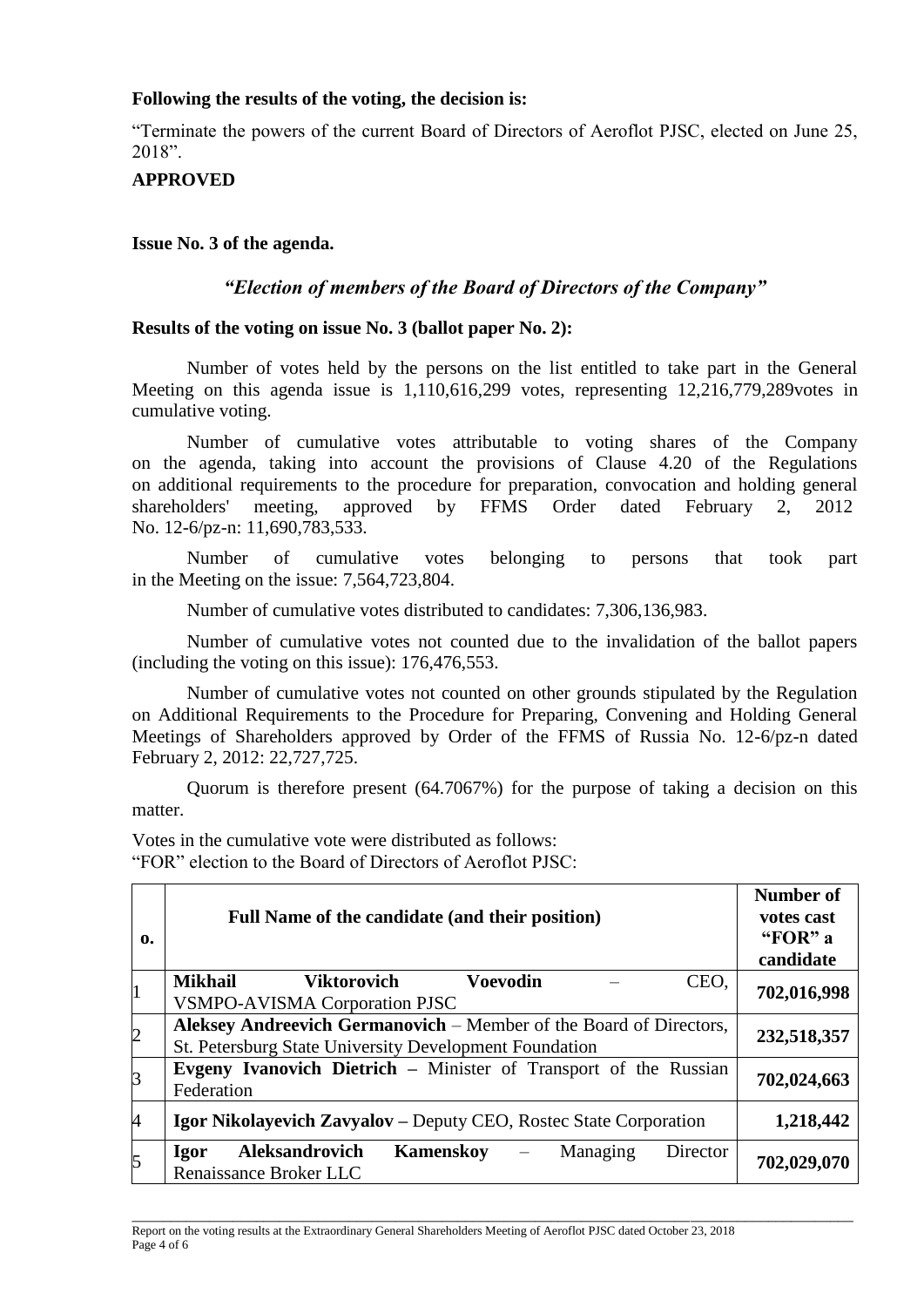**Following the results of the voting, the decision is:**

"Terminate the powers of the current Board of Directors of Aeroflot PJSC, elected on June 25, 2018".

**APPROVED**

**Issue No. 3 of the agenda.**

***"Election of members of the Board of Directors of the Company"***

**Results of the voting on issue No. 3 (ballot paper No. 2):**

Number of votes held by the persons on the list entitled to take part in the General Meeting on this agenda issue is 1,110,616,299 votes, representing 12,216,779,289votes in cumulative voting.

Number of cumulative votes attributable to voting shares of the Company on the agenda, taking into account the provisions of Clause 4.20 of the Regulations on additional requirements to the procedure for preparation, convocation and holding general shareholders' meeting, approved by FFMS Order dated February 2, 2012 No. 12-6/pz-n: 11,690,783,533.

Number of cumulative votes belonging to persons that took part in the Meeting on the issue: 7,564,723,804.

Number of cumulative votes distributed to candidates: 7,306,136,983.

Number of cumulative votes not counted due to the invalidation of the ballot papers (including the voting on this issue): 176,476,553.

Number of cumulative votes not counted on other grounds stipulated by the Regulation on Additional Requirements to the Procedure for Preparing, Convening and Holding General Meetings of Shareholders approved by Order of the FFMS of Russia No. 12-6/pz-n dated February 2, 2012: 22,727,725.

Quorum is therefore present (64.7067%) for the purpose of taking a decision on this matter.

Votes in the cumulative vote were distributed as follows:
"FOR" election to the Board of Directors of Aeroflot PJSC:

| o. | Full Name of the candidate (and their position) | Number of votes cast "FOR" a candidate |
|---|---|---|
| 1 | **Mikhail Viktorovich Voevodin** – CEO, VSMPO-AVISMA Corporation PJSC | **702,016,998** |
| 2 | **Aleksey Andreevich Germanovich** – Member of the Board of Directors, St. Petersburg State University Development Foundation | **232,518,357** |
| 3 | **Evgeny Ivanovich Dietrich –** Minister of Transport of the Russian Federation | **702,024,663** |
| 4 | **Igor Nikolayevich Zavyalov –** Deputy CEO, Rostec State Corporation | **1,218,442** |
| 5 | **Igor Aleksandrovich Kamenskoy** – Managing Director Renaissance Broker LLC | **702,029,070** |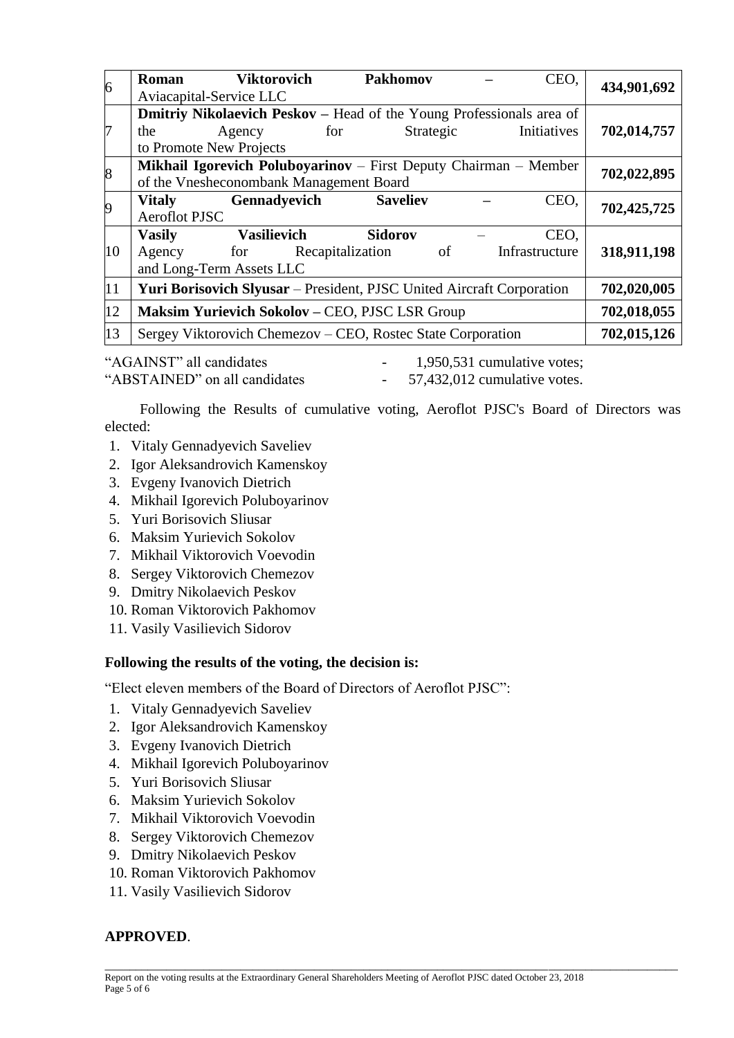| | | |
|---|---|---|
| 6 | **Roman Viktorovich Pakhomov** – CEO, Aviacapital-Service LLC | **434,901,692** |
| 7 | **Dmitriy Nikolaevich Peskov –** Head of the Young Professionals area of the Agency for Strategic Initiatives to Promote New Projects | **702,014,757** |
| 8 | **Mikhail Igorevich Poluboyarinov** – First Deputy Chairman – Member of the Vnesheconombank Management Board | **702,022,895** |
| 9 | **Vitaly Gennadyevich Saveliev** – CEO, Aeroflot PJSC | **702,425,725** |
| 10 | **Vasily Vasilievich Sidorov** – CEO, Agency for Recapitalization of Infrastructure and Long-Term Assets LLC | **318,911,198** |
| 11 | **Yuri Borisovich Slyusar** – President, PJSC United Aircraft Corporation | **702,020,005** |
| 12 | **Maksim Yurievich Sokolov –** CEO, PJSC LSR Group | **702,018,055** |
| 13 | Sergey Viktorovich Chemezov – CEO, Rostec State Corporation | **702,015,126** |

"AGAINST" all candidates - 1,950,531 cumulative votes;
"ABSTAINED" on all candidates - 57,432,012 cumulative votes.

Following the Results of cumulative voting, Aeroflot PJSC's Board of Directors was elected:

1. Vitaly Gennadyevich Saveliev
2. Igor Aleksandrovich Kamenskoy
3. Evgeny Ivanovich Dietrich
4. Mikhail Igorevich Poluboyarinov
5. Yuri Borisovich Sliusar
6. Maksim Yurievich Sokolov
7. Mikhail Viktorovich Voevodin
8. Sergey Viktorovich Chemezov
9. Dmitry Nikolaevich Peskov
10. Roman Viktorovich Pakhomov
11. Vasily Vasilievich Sidorov

**Following the results of the voting, the decision is:**

"Elect eleven members of the Board of Directors of Aeroflot PJSC":

1. Vitaly Gennadyevich Saveliev
2. Igor Aleksandrovich Kamenskoy
3. Evgeny Ivanovich Dietrich
4. Mikhail Igorevich Poluboyarinov
5. Yuri Borisovich Sliusar
6. Maksim Yurievich Sokolov
7. Mikhail Viktorovich Voevodin
8. Sergey Viktorovich Chemezov
9. Dmitry Nikolaevich Peskov
10. Roman Viktorovich Pakhomov
11. Vasily Vasilievich Sidorov

**APPROVED**.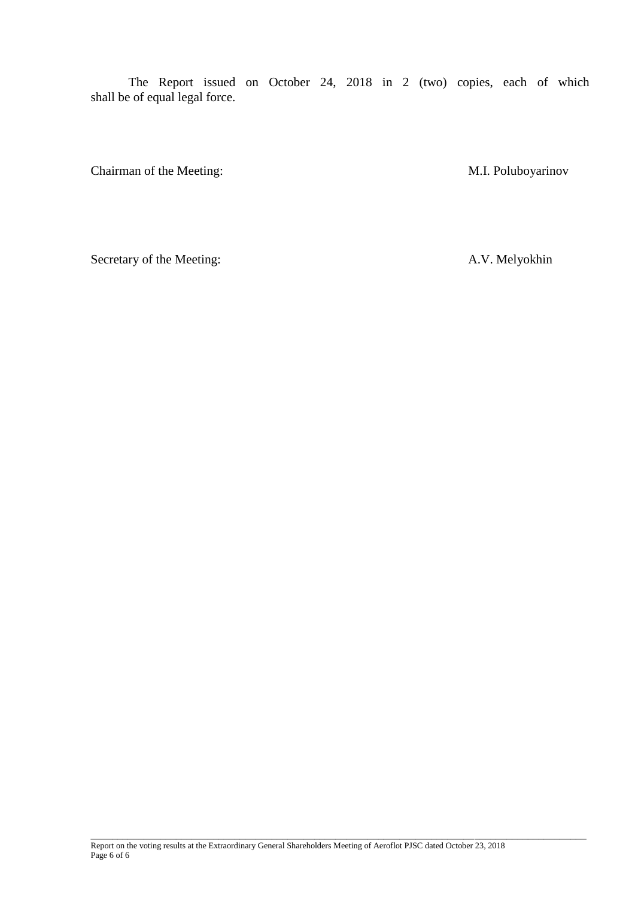The Report issued on October 24, 2018 in 2 (two) copies, each of which shall be of equal legal force.

| | |
|---|---|
| Chairman of the Meeting: | M.I. Poluboyarinov |
| Secretary of the Meeting: | A.V. Melyokhin |